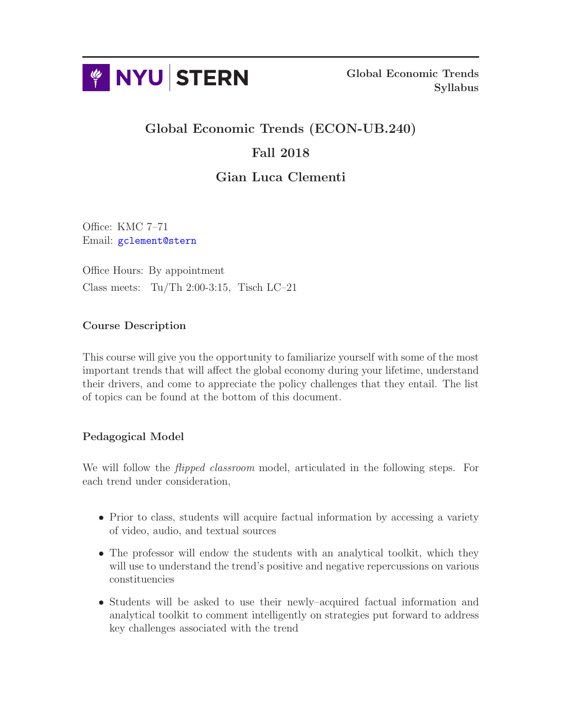Global Economic Trends
Syllabus

# Global Economic Trends (ECON-UB.240)

## Fall 2018

## Gian Luca Clementi

Office: KMC 7–71
Email: gclement@stern

Office Hours: By appointment
Class meets: Tu/Th 2:00-3:15, Tisch LC–21

### Course Description

This course will give you the opportunity to familiarize yourself with some of the most important trends that will affect the global economy during your lifetime, understand their drivers, and come to appreciate the policy challenges that they entail. The list of topics can be found at the bottom of this document.

### Pedagogical Model

We will follow the *flipped classroom* model, articulated in the following steps. For each trend under consideration,

- Prior to class, students will acquire factual information by accessing a variety of video, audio, and textual sources
- The professor will endow the students with an analytical toolkit, which they will use to understand the trend's positive and negative repercussions on various constituencies
- Students will be asked to use their newly–acquired factual information and analytical toolkit to comment intelligently on strategies put forward to address key challenges associated with the trend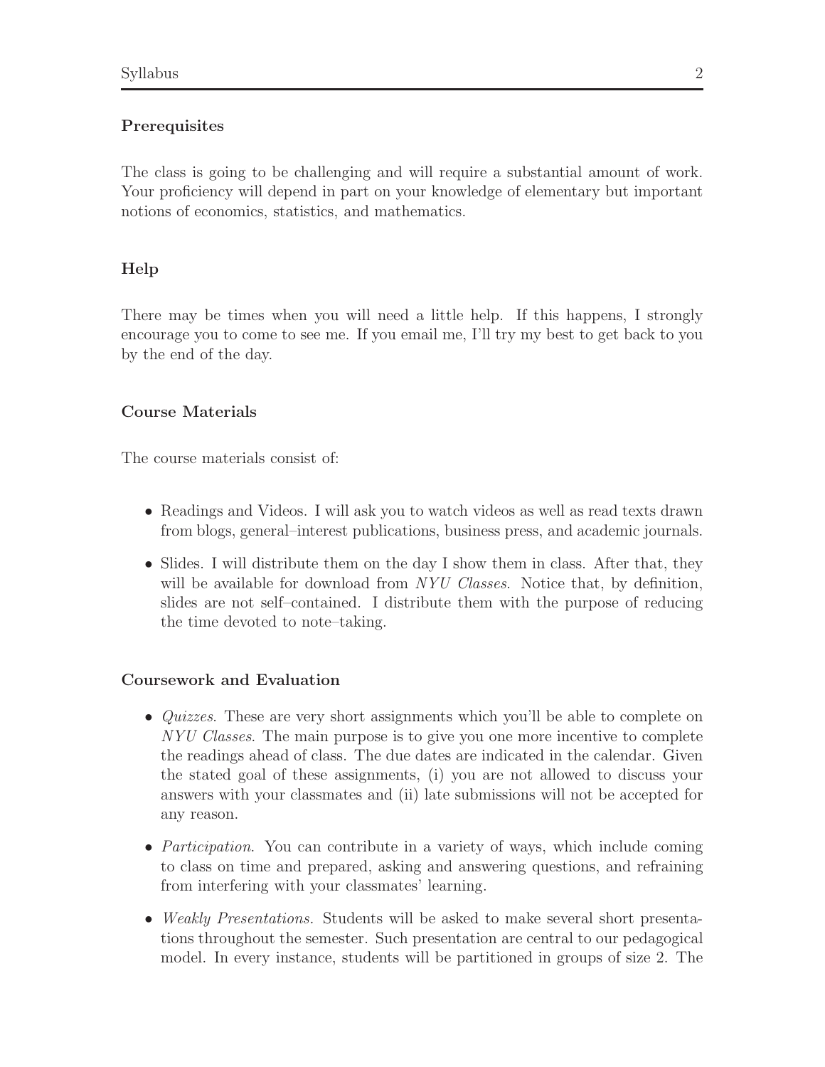### Prerequisites

The class is going to be challenging and will require a substantial amount of work. Your proficiency will depend in part on your knowledge of elementary but important notions of economics, statistics, and mathematics.

### Help

There may be times when you will need a little help. If this happens, I strongly encourage you to come to see me. If you email me, I'll try my best to get back to you by the end of the day.

### Course Materials

The course materials consist of:

- Readings and Videos. I will ask you to watch videos as well as read texts drawn from blogs, general–interest publications, business press, and academic journals.
- Slides. I will distribute them on the day I show them in class. After that, they will be available for download from *NYU Classes*. Notice that, by definition, slides are not self–contained. I distribute them with the purpose of reducing the time devoted to note–taking.

### Coursework and Evaluation

- *Quizzes*. These are very short assignments which you'll be able to complete on *NYU Classes*. The main purpose is to give you one more incentive to complete the readings ahead of class. The due dates are indicated in the calendar. Given the stated goal of these assignments, (i) you are not allowed to discuss your answers with your classmates and (ii) late submissions will not be accepted for any reason.
- *Participation*. You can contribute in a variety of ways, which include coming to class on time and prepared, asking and answering questions, and refraining from interfering with your classmates' learning.
- *Weakly Presentations.* Students will be asked to make several short presentations throughout the semester. Such presentation are central to our pedagogical model. In every instance, students will be partitioned in groups of size 2. The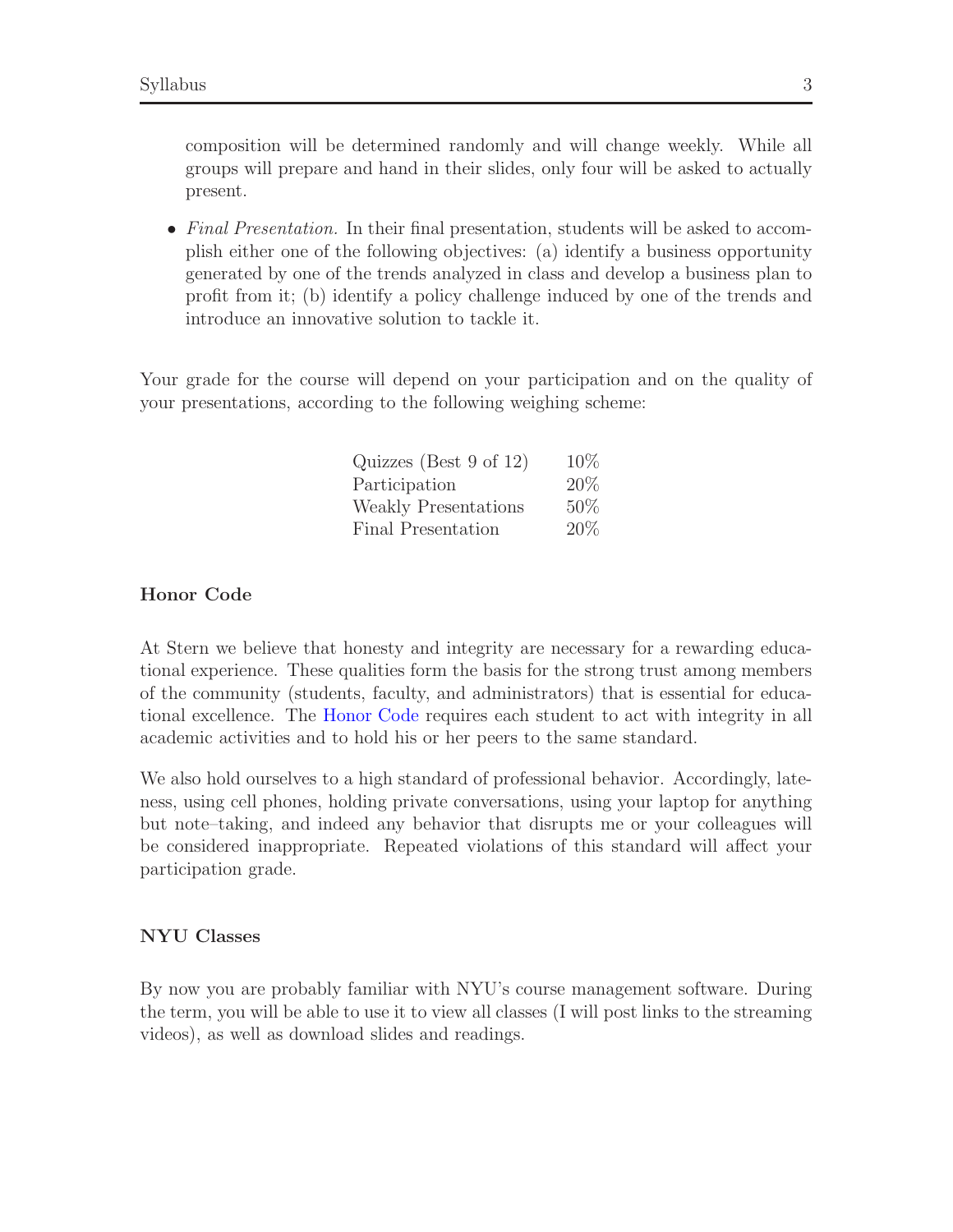composition will be determined randomly and will change weekly. While all groups will prepare and hand in their slides, only four will be asked to actually present.

- *Final Presentation.* In their final presentation, students will be asked to accomplish either one of the following objectives: (a) identify a business opportunity generated by one of the trends analyzed in class and develop a business plan to profit from it; (b) identify a policy challenge induced by one of the trends and introduce an innovative solution to tackle it.

Your grade for the course will depend on your participation and on the quality of your presentations, according to the following weighing scheme:

| | |
|---|---|
| Quizzes (Best 9 of 12) | 10% |
| Participation | 20% |
| Weakly Presentations | 50% |
| Final Presentation | 20% |

### Honor Code

At Stern we believe that honesty and integrity are necessary for a rewarding educational experience. These qualities form the basis for the strong trust among members of the community (students, faculty, and administrators) that is essential for educational excellence. The Honor Code requires each student to act with integrity in all academic activities and to hold his or her peers to the same standard.

We also hold ourselves to a high standard of professional behavior. Accordingly, lateness, using cell phones, holding private conversations, using your laptop for anything but note–taking, and indeed any behavior that disrupts me or your colleagues will be considered inappropriate. Repeated violations of this standard will affect your participation grade.

### NYU Classes

By now you are probably familiar with NYU's course management software. During the term, you will be able to use it to view all classes (I will post links to the streaming videos), as well as download slides and readings.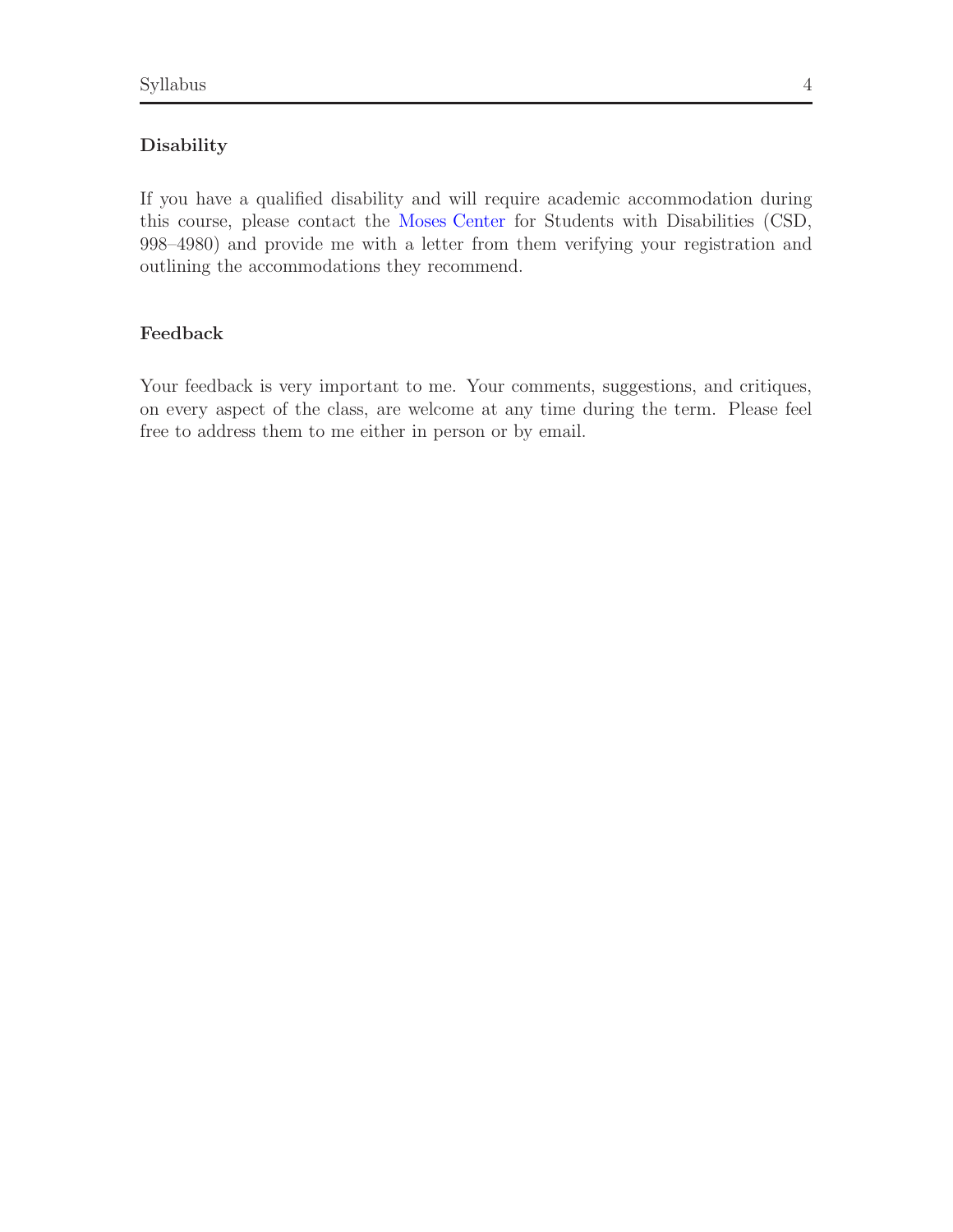## Disability

If you have a qualified disability and will require academic accommodation during this course, please contact the Moses Center for Students with Disabilities (CSD, 998–4980) and provide me with a letter from them verifying your registration and outlining the accommodations they recommend.

## Feedback

Your feedback is very important to me. Your comments, suggestions, and critiques, on every aspect of the class, are welcome at any time during the term. Please feel free to address them to me either in person or by email.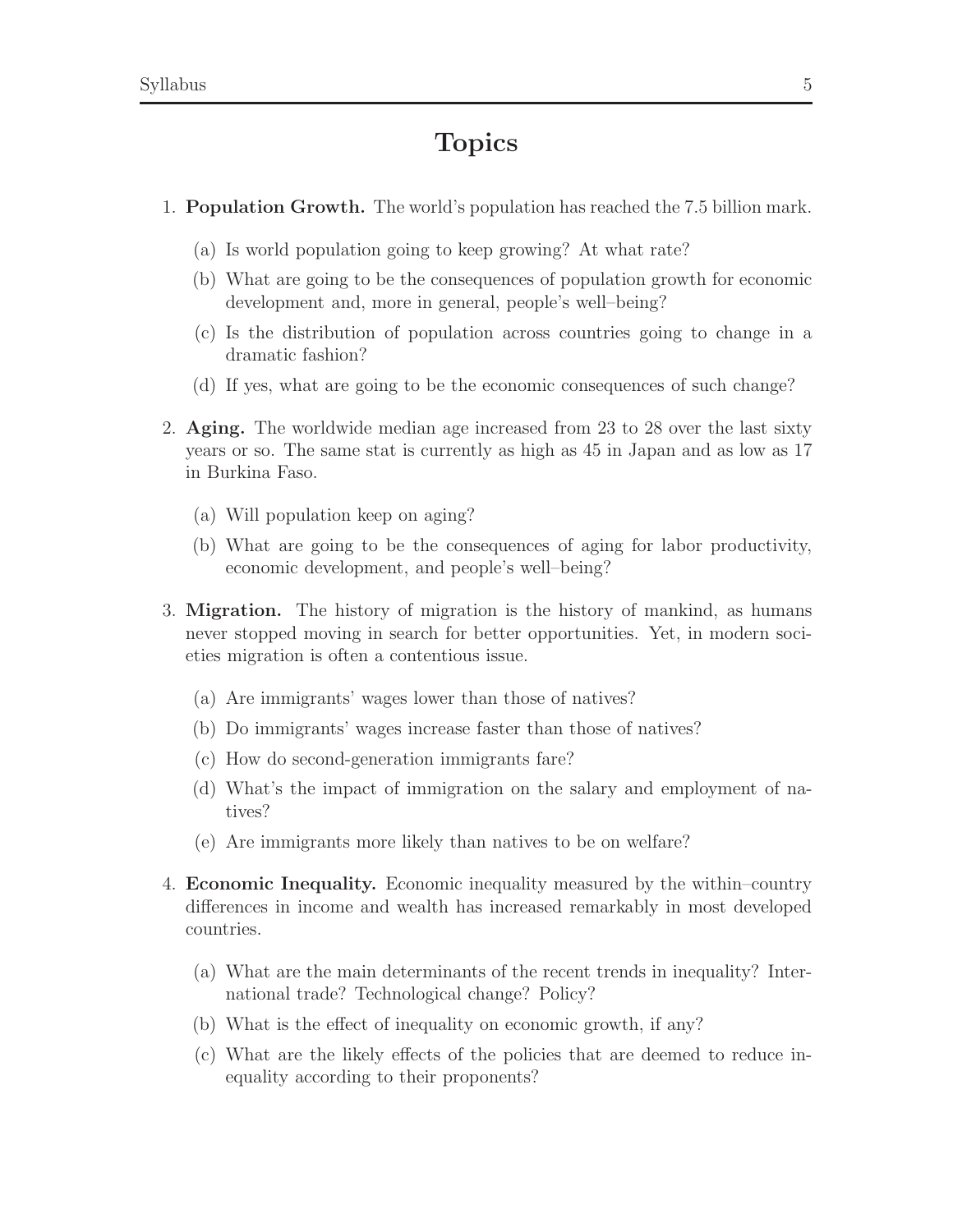# Topics

1. **Population Growth.** The world's population has reached the 7.5 billion mark.
   (a) Is world population going to keep growing? At what rate?
   (b) What are going to be the consequences of population growth for economic development and, more in general, people's well–being?
   (c) Is the distribution of population across countries going to change in a dramatic fashion?
   (d) If yes, what are going to be the economic consequences of such change?

2. **Aging.** The worldwide median age increased from 23 to 28 over the last sixty years or so. The same stat is currently as high as 45 in Japan and as low as 17 in Burkina Faso.
   (a) Will population keep on aging?
   (b) What are going to be the consequences of aging for labor productivity, economic development, and people's well–being?

3. **Migration.** The history of migration is the history of mankind, as humans never stopped moving in search for better opportunities. Yet, in modern societies migration is often a contentious issue.
   (a) Are immigrants' wages lower than those of natives?
   (b) Do immigrants' wages increase faster than those of natives?
   (c) How do second-generation immigrants fare?
   (d) What's the impact of immigration on the salary and employment of natives?
   (e) Are immigrants more likely than natives to be on welfare?

4. **Economic Inequality.** Economic inequality measured by the within–country differences in income and wealth has increased remarkably in most developed countries.
   (a) What are the main determinants of the recent trends in inequality? International trade? Technological change? Policy?
   (b) What is the effect of inequality on economic growth, if any?
   (c) What are the likely effects of the policies that are deemed to reduce inequality according to their proponents?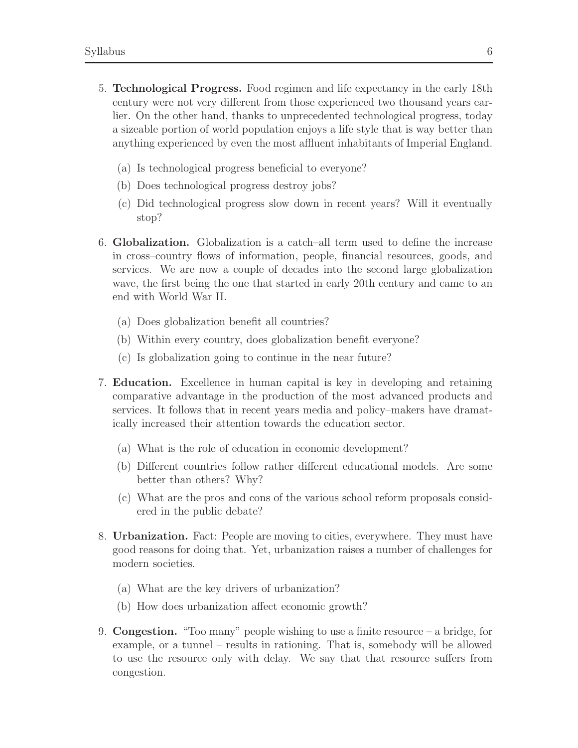5. **Technological Progress.** Food regimen and life expectancy in the early 18th century were not very different from those experienced two thousand years earlier. On the other hand, thanks to unprecedented technological progress, today a sizeable portion of world population enjoys a life style that is way better than anything experienced by even the most affluent inhabitants of Imperial England.

   (a) Is technological progress beneficial to everyone?

   (b) Does technological progress destroy jobs?

   (c) Did technological progress slow down in recent years? Will it eventually stop?

6. **Globalization.** Globalization is a catch–all term used to define the increase in cross–country flows of information, people, financial resources, goods, and services. We are now a couple of decades into the second large globalization wave, the first being the one that started in early 20th century and came to an end with World War II.

   (a) Does globalization benefit all countries?

   (b) Within every country, does globalization benefit everyone?

   (c) Is globalization going to continue in the near future?

7. **Education.** Excellence in human capital is key in developing and retaining comparative advantage in the production of the most advanced products and services. It follows that in recent years media and policy–makers have dramatically increased their attention towards the education sector.

   (a) What is the role of education in economic development?

   (b) Different countries follow rather different educational models. Are some better than others? Why?

   (c) What are the pros and cons of the various school reform proposals considered in the public debate?

8. **Urbanization.** Fact: People are moving to cities, everywhere. They must have good reasons for doing that. Yet, urbanization raises a number of challenges for modern societies.

   (a) What are the key drivers of urbanization?

   (b) How does urbanization affect economic growth?

9. **Congestion.** "Too many" people wishing to use a finite resource – a bridge, for example, or a tunnel – results in rationing. That is, somebody will be allowed to use the resource only with delay. We say that that resource suffers from congestion.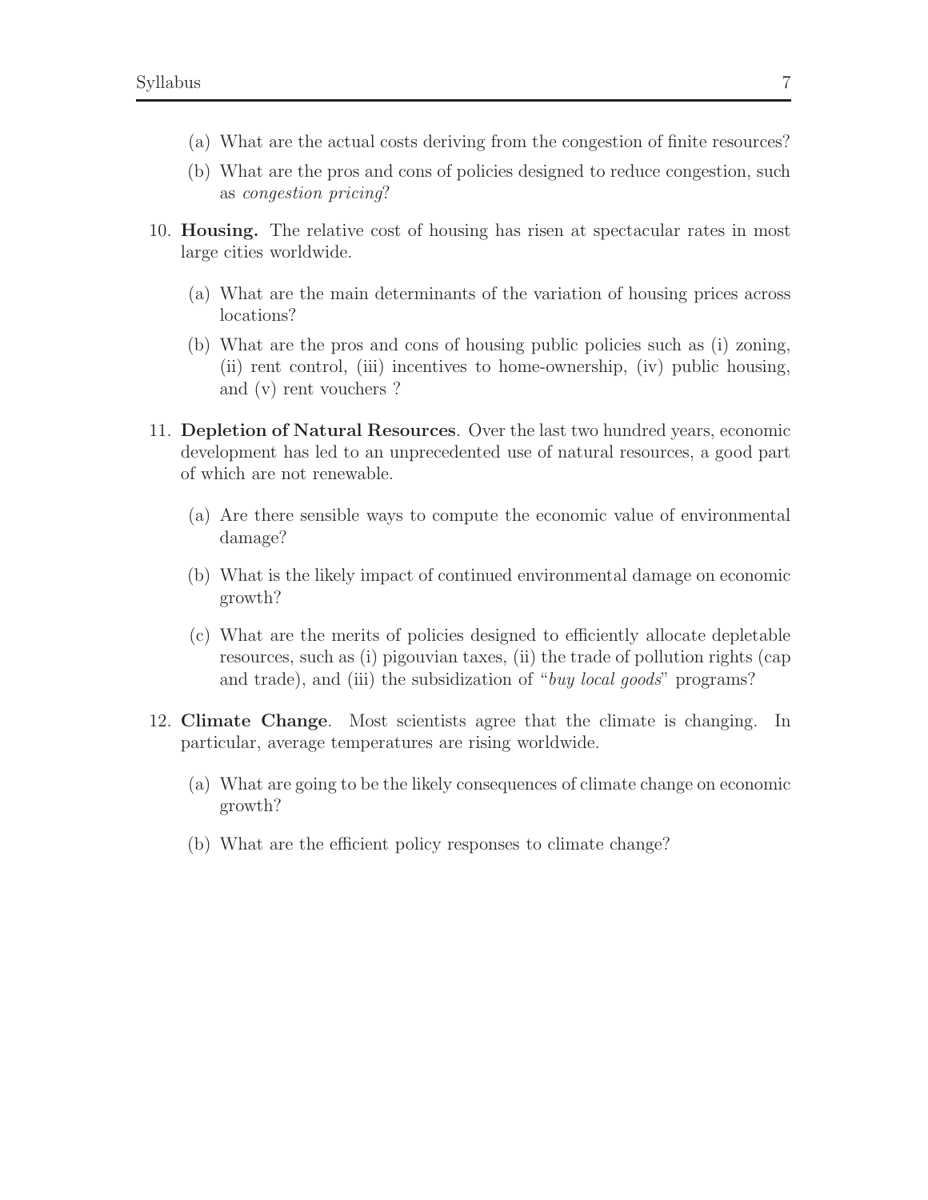(a) What are the actual costs deriving from the congestion of finite resources?

   (b) What are the pros and cons of policies designed to reduce congestion, such as *congestion pricing*?

10. **Housing.** The relative cost of housing has risen at spectacular rates in most large cities worldwide.

    (a) What are the main determinants of the variation of housing prices across locations?

    (b) What are the pros and cons of housing public policies such as (i) zoning, (ii) rent control, (iii) incentives to home-ownership, (iv) public housing, and (v) rent vouchers ?

11. **Depletion of Natural Resources**. Over the last two hundred years, economic development has led to an unprecedented use of natural resources, a good part of which are not renewable.

    (a) Are there sensible ways to compute the economic value of environmental damage?

    (b) What is the likely impact of continued environmental damage on economic growth?

    (c) What are the merits of policies designed to efficiently allocate depletable resources, such as (i) pigouvian taxes, (ii) the trade of pollution rights (cap and trade), and (iii) the subsidization of "*buy local goods*" programs?

12. **Climate Change**. Most scientists agree that the climate is changing. In particular, average temperatures are rising worldwide.

    (a) What are going to be the likely consequences of climate change on economic growth?

    (b) What are the efficient policy responses to climate change?